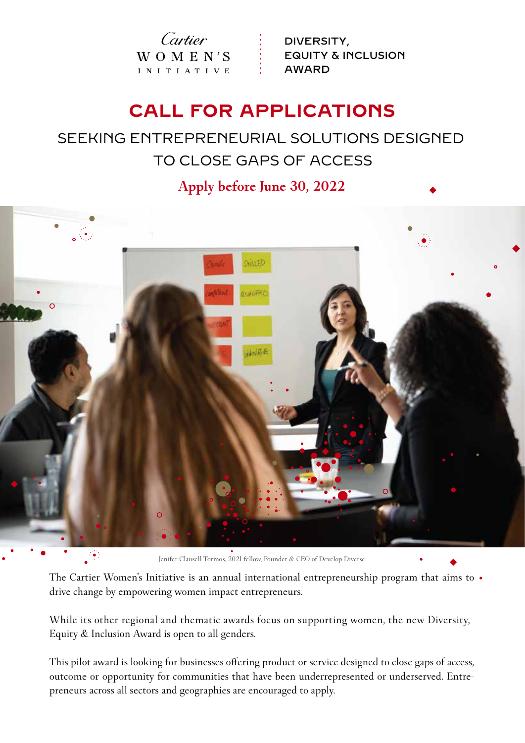Cartier
WOMEN'S
INITIATIVE

DIVERSITY,
EQUITY & INCLUSION
AWARD

# CALL FOR APPLICATIONS

## SEEKING ENTREPRENEURIAL SOLUTIONS DESIGNED TO CLOSE GAPS OF ACCESS

**Apply before June 30, 2022**

Jenifer Clausell Tormos, 2021 fellow, Founder & CEO of Develop Diverse

The Cartier Women's Initiative is an annual international entrepreneurship program that aims to drive change by empowering women impact entrepreneurs.

While its other regional and thematic awards focus on supporting women, the new Diversity, Equity & Inclusion Award is open to all genders.

This pilot award is looking for businesses offering product or service designed to close gaps of access, outcome or opportunity for communities that have been underrepresented or underserved. Entrepreneurs across all sectors and geographies are encouraged to apply.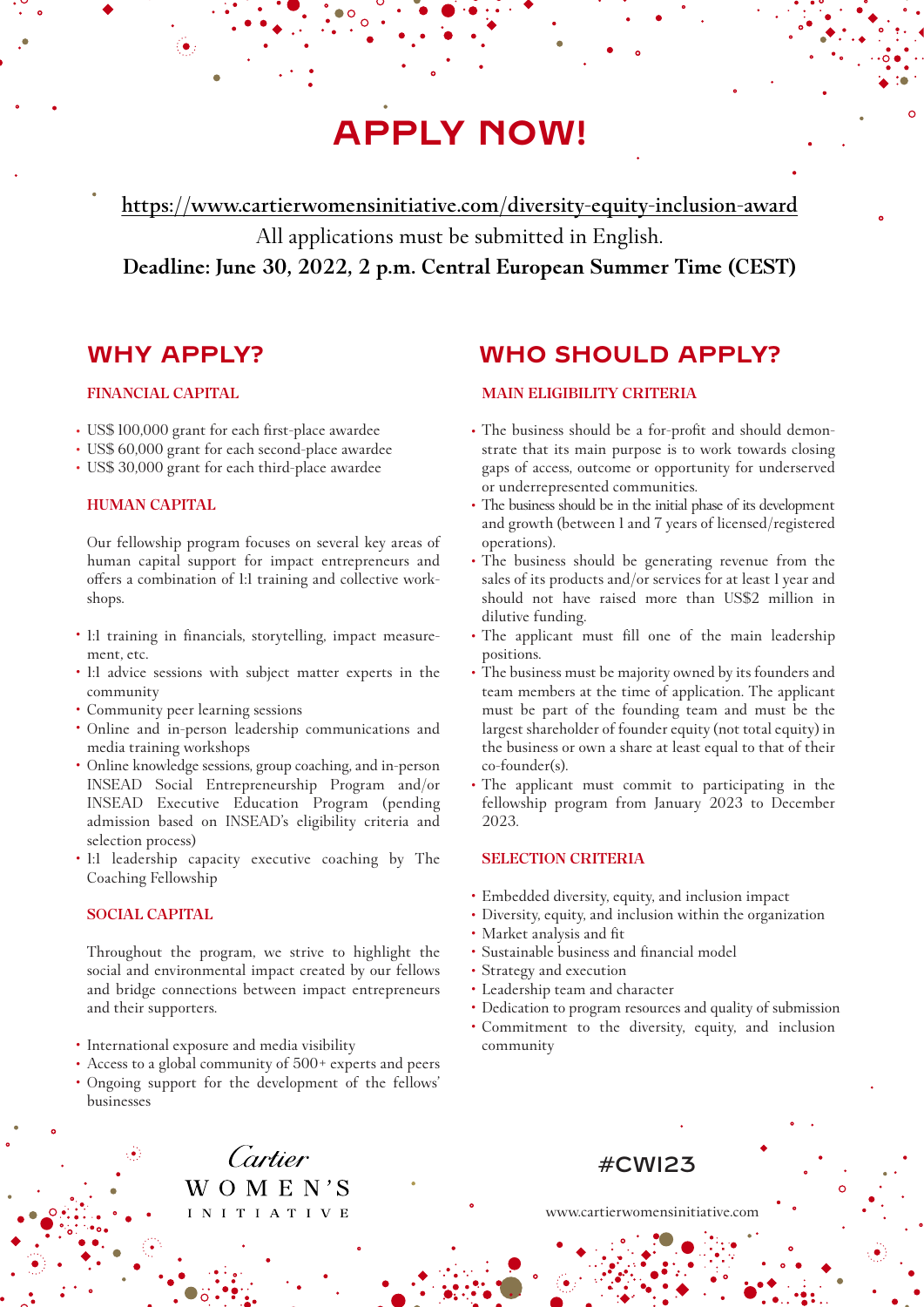# APPLY NOW!

https://www.cartierwomensinitiative.com/diversity-equity-inclusion-award

All applications must be submitted in English.

**Deadline: June 30, 2022, 2 p.m. Central European Summer Time (CEST)**

## WHY APPLY?

### FINANCIAL CAPITAL

- US$ 100,000 grant for each first-place awardee
- US$ 60,000 grant for each second-place awardee
- US$ 30,000 grant for each third-place awardee

### HUMAN CAPITAL

Our fellowship program focuses on several key areas of human capital support for impact entrepreneurs and offers a combination of 1:1 training and collective workshops.

- 1:1 training in financials, storytelling, impact measurement, etc.
- 1:1 advice sessions with subject matter experts in the community
- Community peer learning sessions
- Online and in-person leadership communications and media training workshops
- Online knowledge sessions, group coaching, and in-person INSEAD Social Entrepreneurship Program and/or INSEAD Executive Education Program (pending admission based on INSEAD's eligibility criteria and selection process)
- 1:1 leadership capacity executive coaching by The Coaching Fellowship

### SOCIAL CAPITAL

Throughout the program, we strive to highlight the social and environmental impact created by our fellows and bridge connections between impact entrepreneurs and their supporters.

- International exposure and media visibility
- Access to a global community of 500+ experts and peers
- Ongoing support for the development of the fellows' businesses

## WHO SHOULD APPLY?

### MAIN ELIGIBILITY CRITERIA

- The business should be a for-profit and should demonstrate that its main purpose is to work towards closing gaps of access, outcome or opportunity for underserved or underrepresented communities.
- The business should be in the initial phase of its development and growth (between 1 and 7 years of licensed/registered operations).
- The business should be generating revenue from the sales of its products and/or services for at least 1 year and should not have raised more than US$2 million in dilutive funding.
- The applicant must fill one of the main leadership positions.
- The business must be majority owned by its founders and team members at the time of application. The applicant must be part of the founding team and must be the largest shareholder of founder equity (not total equity) in the business or own a share at least equal to that of their co-founder(s).
- The applicant must commit to participating in the fellowship program from January 2023 to December 2023.

### SELECTION CRITERIA

- Embedded diversity, equity, and inclusion impact
- Diversity, equity, and inclusion within the organization
- Market analysis and fit
- Sustainable business and financial model
- Strategy and execution
- Leadership team and character
- Dedication to program resources and quality of submission
- Commitment to the diversity, equity, and inclusion community

Cartier WOMEN'S INITIATIVE

#CWI23

www.cartierwomensinitiative.com